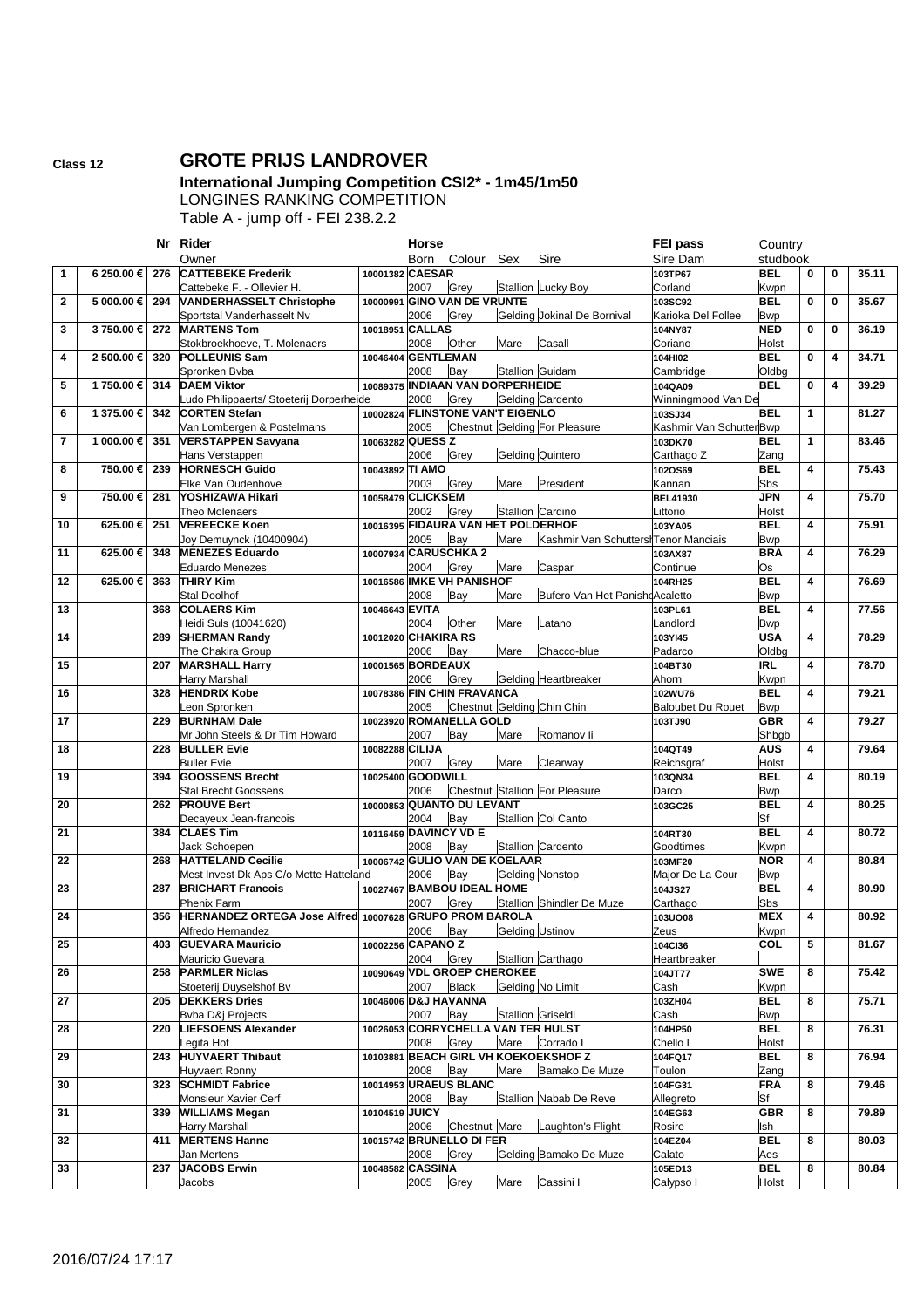Class 12

# GROTE PRIJS LANDROVER

## International Jumping Competition CSI2* - 1m45/1m50

LONGINES RANKING COMPETITION

Table A - jump off - FEI 238.2.2

| | | Nr | Rider / Owner | | Horse / Born | Colour | Sex | Sire | FEI pass / Sire Dam | Country / studbook | | | |
|---|---|---|---|---|---|---|---|---|---|---|---|---|---|
| 1 | 6 250.00 € | 276 | **CATTEBEKE Frederik** | 10001382 | **CAESAR** | | | | 103TP67 | BEL | 0 | 0 | 35.11 |
| | | | Cattebeke F. - Ollevier H. | | 2007 | Grey | Stallion | Lucky Boy | Corland | Kwpn | | | |
| 2 | 5 000.00 € | 294 | **VANDERHASSELT Christophe** | 10000991 | **GINO VAN DE VRUNTE** | | | | 103SC92 | BEL | 0 | 0 | 35.67 |
| | | | Sportstal Vanderhasselt Nv | | 2006 | Grey | Gelding | Jokinal De Bornival | Karioka Del Follee | Bwp | | | |
| 3 | 3 750.00 € | 272 | **MARTENS Tom** | 10018951 | **CALLAS** | | | | 104NY87 | NED | 0 | 0 | 36.19 |
| | | | Stokbroekhoeve, T. Molenaers | | 2008 | Other | Mare | Casall | Coriano | Holst | | | |
| 4 | 2 500.00 € | 320 | **POLLEUNIS Sam** | 10046404 | **GENTLEMAN** | | | | 104HI02 | BEL | 0 | 4 | 34.71 |
| | | | Spronken Bvba | | 2008 | Bay | Stallion | Guidam | Cambridge | Oldbg | | | |
| 5 | 1 750.00 € | 314 | **DAEM Viktor** | 10089375 | **INDIAAN VAN DORPERHEIDE** | | | | 104QA09 | BEL | 0 | 4 | 39.29 |
| | | | Ludo Philippaerts/ Stoeterij Dorperheide | | 2008 | Grey | Gelding | Cardento | Winningmood Van De | | | | |
| 6 | 1 375.00 € | 342 | **CORTEN Stefan** | 10002824 | **FLINSTONE VAN'T EIGENLO** | | | | 103SJ34 | BEL | 1 | | 81.27 |
| | | | Van Lombergen & Postelmans | | 2005 | Chestnut | Gelding | For Pleasure | Kashmir Van Schutter | Bwp | | | |
| 7 | 1 000.00 € | 351 | **VERSTAPPEN Savyana** | 10063282 | **QUESS Z** | | | | 103DK70 | BEL | 1 | | 83.46 |
| | | | Hans Verstappen | | 2006 | Grey | Gelding | Quintero | Carthago Z | Zang | | | |
| 8 | 750.00 € | 239 | **HORNESCH Guido** | 10043892 | **TI AMO** | | | | 102OS69 | BEL | 4 | | 75.43 |
| | | | Elke Van Oudenhove | | 2003 | Grey | Mare | President | Kannan | Sbs | | | |
| 9 | 750.00 € | 281 | **YOSHIZAWA Hikari** | 10058479 | **CLICKSEM** | | | | BEL41930 | JPN | 4 | | 75.70 |
| | | | Theo Molenaers | | 2002 | Grey | Stallion | Cardino | Littorio | Holst | | | |
| 10 | 625.00 € | 251 | **VEREECKE Koen** | 10016395 | **FIDAURA VAN HET POLDERHOF** | | | | 103YA05 | BEL | 4 | | 75.91 |
| | | | Joy Demuynck (10400904) | | 2005 | Bay | Mare | Kashmir Van Schutters | Tenor Manciais | Bwp | | | |
| 11 | 625.00 € | 348 | **MENEZES Eduardo** | 10007934 | **CARUSCHKA 2** | | | | 103AX87 | BRA | 4 | | 76.29 |
| | | | Eduardo Menezes | | 2004 | Grey | Mare | Caspar | Continue | Os | | | |
| 12 | 625.00 € | 363 | **THIRY Kim** | 10016586 | **IMKE VH PANISHOF** | | | | 104RH25 | BEL | 4 | | 76.69 |
| | | | Stal Doolhof | | 2008 | Bay | Mare | Bufero Van Het Panisho | Acaletto | Bwp | | | |
| 13 | | 368 | **COLAERS Kim** | 10046643 | **EVITA** | | | | 103PL61 | BEL | 4 | | 77.56 |
| | | | Heidi Suls (10041620) | | 2004 | Other | Mare | Latano | Landlord | Bwp | | | |
| 14 | | 289 | **SHERMAN Randy** | 10012020 | **CHAKIRA RS** | | | | 103YI45 | USA | 4 | | 78.29 |
| | | | The Chakira Group | | 2006 | Bay | Mare | Chacco-blue | Padarco | Oldbg | | | |
| 15 | | 207 | **MARSHALL Harry** | 10001565 | **BORDEAUX** | | | | 104BT30 | IRL | 4 | | 78.70 |
| | | | Harry Marshall | | 2006 | Grey | Gelding | Heartbreaker | Ahorn | Kwpn | | | |
| 16 | | 328 | **HENDRIX Kobe** | 10078386 | **FIN CHIN FRAVANCA** | | | | 102WU76 | BEL | 4 | | 79.21 |
| | | | Leon Spronken | | 2005 | Chestnut | Gelding | Chin Chin | Baloubet Du Rouet | Bwp | | | |
| 17 | | 229 | **BURNHAM Dale** | 10023920 | **ROMANELLA GOLD** | | | | 103TJ90 | GBR | 4 | | 79.27 |
| | | | Mr John Steels & Dr Tim Howard | | 2007 | Bay | Mare | Romanov Ii | | Shbgb | | | |
| 18 | | 228 | **BULLER Evie** | 10082288 | **CILIJA** | | | | 104QT49 | AUS | 4 | | 79.64 |
| | | | Buller Evie | | 2007 | Grey | Mare | Clearway | Reichsgraf | Holst | | | |
| 19 | | 394 | **GOOSSENS Brecht** | 10025400 | **GOODWILL** | | | | 103QN34 | BEL | 4 | | 80.19 |
| | | | Stal Brecht Goossens | | 2006 | Chestnut | Stallion | For Pleasure | Darco | Bwp | | | |
| 20 | | 262 | **PROUVE Bert** | 10000853 | **QUANTO DU LEVANT** | | | | 103GC25 | BEL | 4 | | 80.25 |
| | | | Decayeux Jean-francois | | 2004 | Bay | Stallion | Col Canto | | Sf | | | |
| 21 | | 384 | **CLAES Tim** | 10116459 | **DAVINCY VD E** | | | | 104RT30 | BEL | 4 | | 80.72 |
| | | | Jack Schoepen | | 2008 | Bay | Stallion | Cardento | Goodtimes | Kwpn | | | |
| 22 | | 268 | **HATTELAND Cecilie** | 10006742 | **GULIO VAN DE KOELAAR** | | | | 103MF20 | NOR | 4 | | 80.84 |
| | | | Mest Invest Dk Aps C/o Mette Hatteland | | 2006 | Bay | Gelding | Nonstop | Major De La Cour | Bwp | | | |
| 23 | | 287 | **BRICHART Francois** | 10027467 | **BAMBOU IDEAL HOME** | | | | 104JS27 | BEL | 4 | | 80.90 |
| | | | Phenix Farm | | 2007 | Grey | Stallion | Shindler De Muze | Carthago | Sbs | | | |
| 24 | | 356 | **HERNANDEZ ORTEGA Jose Alfred** | 10007628 | **GRUPO PROM BAROLA** | | | | 103UO08 | MEX | 4 | | 80.92 |
| | | | Alfredo Hernandez | | 2006 | Bay | Gelding | Ustinov | Zeus | Kwpn | | | |
| 25 | | 403 | **GUEVARA Mauricio** | 10002256 | **CAPANO Z** | | | | 104CI36 | COL | 5 | | 81.67 |
| | | | Mauricio Guevara | | 2004 | Grey | Stallion | Carthago | Heartbreaker | | | | |
| 26 | | 258 | **PARMLER Niclas** | 10090649 | **VDL GROEP CHEROKEE** | | | | 104JT77 | SWE | 8 | | 75.42 |
| | | | Stoeterij Duyselshof Bv | | 2007 | Black | Gelding | No Limit | Cash | Kwpn | | | |
| 27 | | 205 | **DEKKERS Dries** | 10046006 | **D&J HAVANNA** | | | | 103ZH04 | BEL | 8 | | 75.71 |
| | | | Bvba D&j Projects | | 2007 | Bay | Stallion | Griseldi | Cash | Bwp | | | |
| 28 | | 220 | **LIEFSOENS Alexander** | 10026053 | **CORRYCHELLA VAN TER HULST** | | | | 104HP50 | BEL | 8 | | 76.31 |
| | | | Legita Hof | | 2008 | Grey | Mare | Corrado I | Chello I | Holst | | | |
| 29 | | 243 | **HUYVAERT Thibaut** | 10103881 | **BEACH GIRL VH KOEKOEKSHOF Z** | | | | 104FQ17 | BEL | 8 | | 76.94 |
| | | | Huyvaert Ronny | | 2008 | Bay | Mare | Bamako De Muze | Toulon | Zang | | | |
| 30 | | 323 | **SCHMIDT Fabrice** | 10014953 | **URAEUS BLANC** | | | | 104FG31 | FRA | 8 | | 79.46 |
| | | | Monsieur Xavier Cerf | | 2008 | Bay | Stallion | Nabab De Reve | Allegreto | Sf | | | |
| 31 | | 339 | **WILLIAMS Megan** | 10104519 | **JUICY** | | | | 104EG63 | GBR | 8 | | 79.89 |
| | | | Harry Marshall | | 2006 | Chestnut | Mare | Laughton's Flight | Rosire | Ish | | | |
| 32 | | 411 | **MERTENS Hanne** | 10015742 | **BRUNELLO DI FER** | | | | 104EZ04 | BEL | 8 | | 80.03 |
| | | | Jan Mertens | | 2008 | Grey | Gelding | Bamako De Muze | Calato | Aes | | | |
| 33 | | 237 | **JACOBS Erwin** | 10048582 | **CASSINA** | | | | 105ED13 | BEL | 8 | | 80.84 |
| | | | Jacobs | | 2005 | Grey | Mare | Cassini I | Calypso I | Holst | | | |

2016/07/24 17:17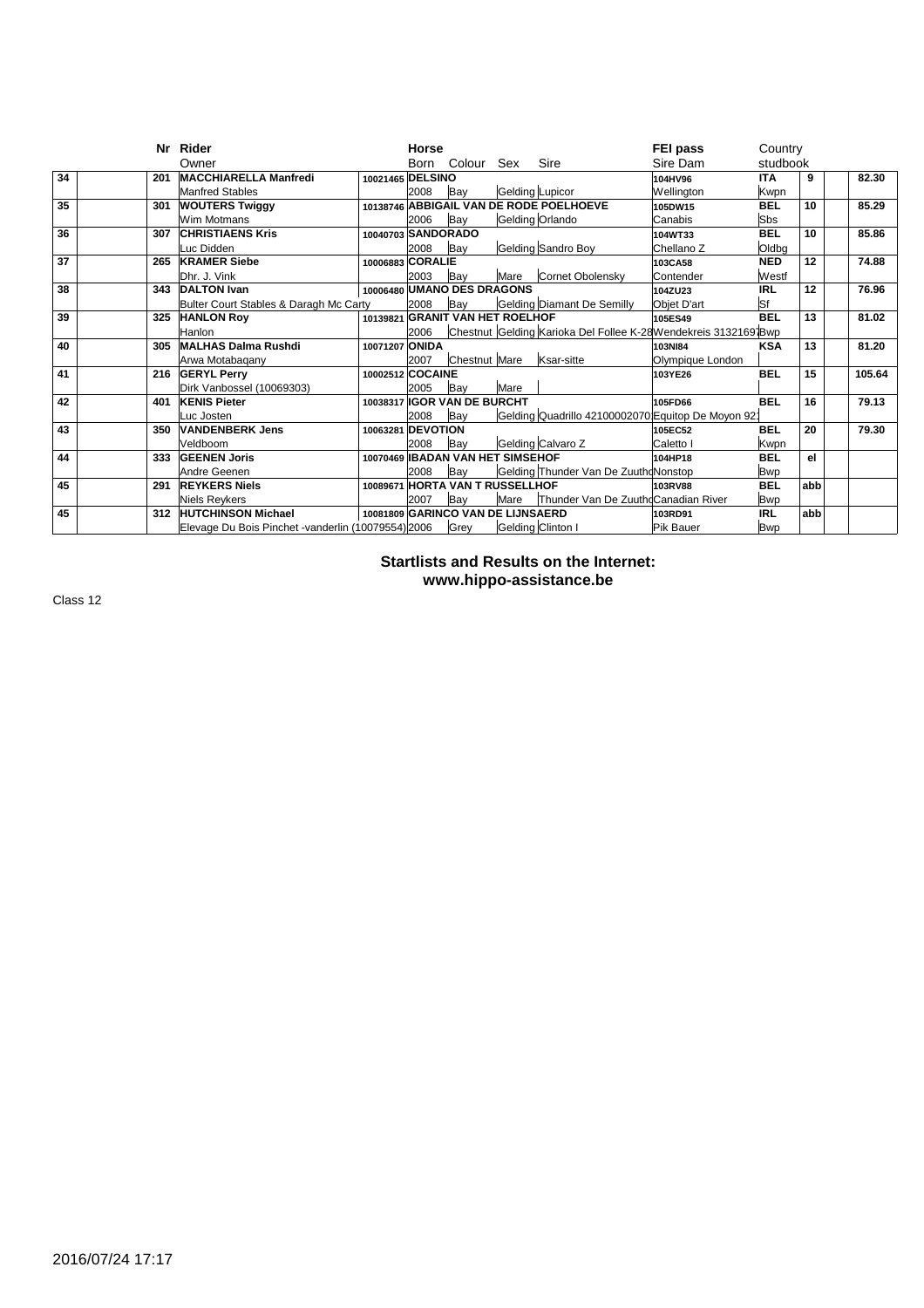| | | Nr | Rider / Owner | | Horse: Born | Colour | Sex | Sire | FEI pass / Sire Dam | Country / studbook | | | |
|---|---|---|---|---|---|---|---|---|---|---|---|---|---|
| 34 | | 201 | **MACCHIARELLA Manfredi** | 10021465 | **DELSINO** | | | | 104HV96 | **ITA** | 9 | | 82.30 |
| | | | Manfred Stables | | 2008 | Bay | Gelding | Lupicor | Wellington | Kwpn | | | |
| 35 | | 301 | **WOUTERS Twiggy** | 10138746 | **ABBIGAIL VAN DE RODE POELHOEVE** | | | | 105DW15 | **BEL** | 10 | | 85.29 |
| | | | Wim Motmans | | 2006 | Bay | Gelding | Orlando | Canabis | Sbs | | | |
| 36 | | 307 | **CHRISTIAENS Kris** | 10040703 | **SANDORADO** | | | | 104WT33 | **BEL** | 10 | | 85.86 |
| | | | Luc Didden | | 2008 | Bay | Gelding | Sandro Boy | Chellano Z | Oldbg | | | |
| 37 | | 265 | **KRAMER Siebe** | 10006883 | **CORALIE** | | | | 103CA58 | **NED** | 12 | | 74.88 |
| | | | Dhr. J. Vink | | 2003 | Bay | Mare | Cornet Obolensky | Contender | Westf | | | |
| 38 | | 343 | **DALTON Ivan** | 10006480 | **UMANO DES DRAGONS** | | | | 104ZU23 | **IRL** | 12 | | 76.96 |
| | | | Bulter Court Stables & Daragh Mc Carty | | 2008 | Bay | Gelding | Diamant De Semilly | Objet D'art | Sf | | | |
| 39 | | 325 | **HANLON Roy** | 10139821 | **GRANIT VAN HET ROELHOF** | | | | 105ES49 | **BEL** | 13 | | 81.02 |
| | | | Hanlon | | 2006 | Chestnut | Gelding | Karioka Del Follee K-28 | Wendekreis 31321697 | Bwp | | | |
| 40 | | 305 | **MALHAS Dalma Rushdi** | 10071207 | **ONIDA** | | | | 103NI84 | **KSA** | 13 | | 81.20 |
| | | | Arwa Motabagany | | 2007 | Chestnut | Mare | Ksar-sitte | Olympique London | | | | |
| 41 | | 216 | **GERYL Perry** | 10002512 | **COCAINE** | | | | 103YE26 | **BEL** | 15 | | 105.64 |
| | | | Dirk Vanbossel (10069303) | | 2005 | Bay | Mare | | | | | | |
| 42 | | 401 | **KENIS Pieter** | 10038317 | **IGOR VAN DE BURCHT** | | | | 105FD66 | **BEL** | 16 | | 79.13 |
| | | | Luc Josten | | 2008 | Bay | Gelding | Quadrillo 42100002070 | Equitop De Moyon 92 | | | | |
| 43 | | 350 | **VANDENBERK Jens** | 10063281 | **DEVOTION** | | | | 105EC52 | **BEL** | 20 | | 79.30 |
| | | | Veldboom | | 2008 | Bay | Gelding | Calvaro Z | Caletto I | Kwpn | | | |
| 44 | | 333 | **GEENEN Joris** | 10070469 | **IBADAN VAN HET SIMSEHOF** | | | | 104HP18 | **BEL** | el | | |
| | | | Andre Geenen | | 2008 | Bay | Gelding | Thunder Van De Zuutho | Nonstop | Bwp | | | |
| 45 | | 291 | **REYKERS Niels** | 10089671 | **HORTA VAN T RUSSELLHOF** | | | | 103RV88 | **BEL** | abb | | |
| | | | Niels Reykers | | 2007 | Bay | Mare | Thunder Van De Zuutho | Canadian River | Bwp | | | |
| 45 | | 312 | **HUTCHINSON Michael** | 10081809 | **GARINCO VAN DE LIJNSAERD** | | | | 103RD91 | **IRL** | abb | | |
| | | | Elevage Du Bois Pinchet -vanderlin (10079554) | | 2006 | Grey | Gelding | Clinton I | Pik Bauer | Bwp | | | |

**Startlists and Results on the Internet:**
**www.hippo-assistance.be**

Class 12

2016/07/24 17:17